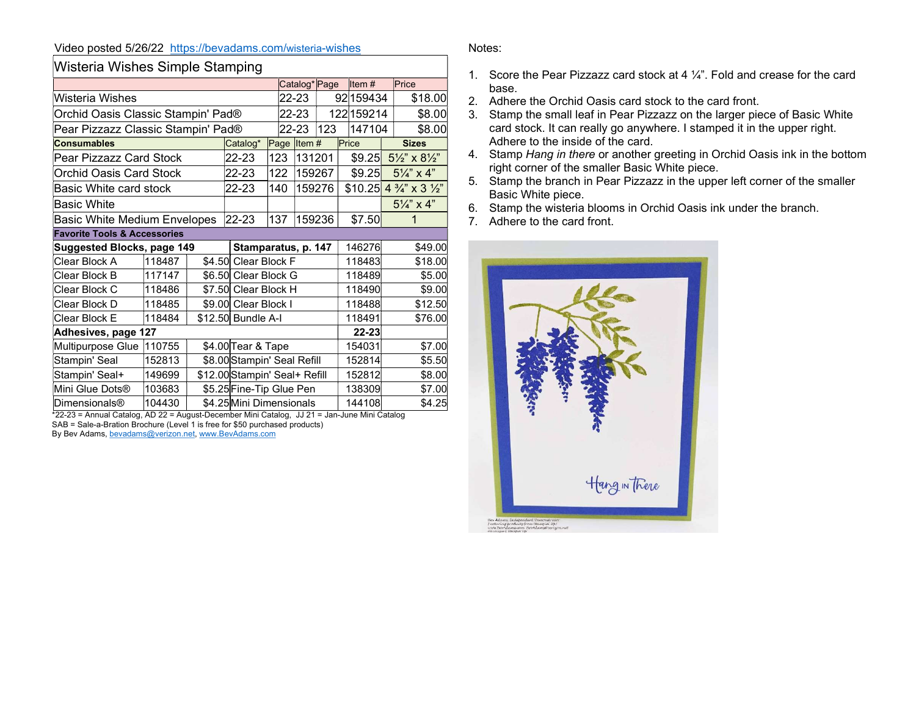Video posted 5/26/22 [https://bevadams.com/wisteria-wishes](https://bevadams.com/wisteria-wishes)

## Wisteria Wishes Simple Stamping

| | Catalog* | Page | Item # | Price |
|---|---|---|---|---|
| Wisteria Wishes | 22-23 | 92 | 159434 | $18.00 |
| Orchid Oasis Classic Stampin' Pad® | 22-23 | 122 | 159214 | $8.00 |
| Pear Pizzazz Classic Stampin' Pad® | 22-23 | 123 | 147104 | $8.00 |

| Consumables | Catalog* | Page | Item # | Price | Sizes |
|---|---|---|---|---|---|
| Pear Pizzazz Card Stock | 22-23 | 123 | 131201 | $9.25 | 5½" x 8½" |
| Orchid Oasis Card Stock | 22-23 | 122 | 159267 | $9.25 | 5¼" x 4" |
| Basic White card stock | 22-23 | 140 | 159276 | $10.25 | 4 ¾" x 3 ½" |
| Basic White | | | | | 5¼" x 4" |
| Basic White Medium Envelopes | 22-23 | 137 | 159236 | $7.50 | 1 |

**Favorite Tools & Accessories**

| Suggested Blocks, page 149 | | | Stamparatus, p. 147 | 146276 | $49.00 |
|---|---|---|---|---|---|
| Clear Block A | 118487 | $4.50 | Clear Block F | 118483 | $18.00 |
| Clear Block B | 117147 | $6.50 | Clear Block G | 118489 | $5.00 |
| Clear Block C | 118486 | $7.50 | Clear Block H | 118490 | $9.00 |
| Clear Block D | 118485 | $9.00 | Clear Block I | 118488 | $12.50 |
| Clear Block E | 118484 | $12.50 | Bundle A-I | 118491 | $76.00 |
| **Adhesives, page 127** | | | | **22-23** | |
| Multipurpose Glue | 110755 | $4.00 | Tear & Tape | 154031 | $7.00 |
| Stampin' Seal | 152813 | $8.00 | Stampin' Seal Refill | 152814 | $5.50 |
| Stampin' Seal+ | 149699 | $12.00 | Stampin' Seal+ Refill | 152812 | $8.00 |
| Mini Glue Dots® | 103683 | $5.25 | Fine-Tip Glue Pen | 138309 | $7.00 |
| Dimensionals® | 104430 | $4.25 | Mini Dimensionals | 144108 | $4.25 |

*22-23 = Annual Catalog, AD 22 = August-December Mini Catalog, JJ 21 = Jan-June Mini Catalog
SAB = Sale-a-Bration Brochure (Level 1 is free for $50 purchased products)
By Bev Adams, bevadams@verizon.net, www.BevAdams.com

Notes:

1. Score the Pear Pizzazz card stock at 4 ¼". Fold and crease for the card base.
2. Adhere the Orchid Oasis card stock to the card front.
3. Stamp the small leaf in Pear Pizzazz on the larger piece of Basic White card stock. It can really go anywhere. I stamped it in the upper right. Adhere to the inside of the card.
4. Stamp *Hang in there* or another greeting in Orchid Oasis ink in the bottom right corner of the smaller Basic White piece.
5. Stamp the branch in Pear Pizzazz in the upper left corner of the smaller Basic White piece.
6. Stamp the wisteria blooms in Orchid Oasis ink under the branch.
7. Adhere to the card front.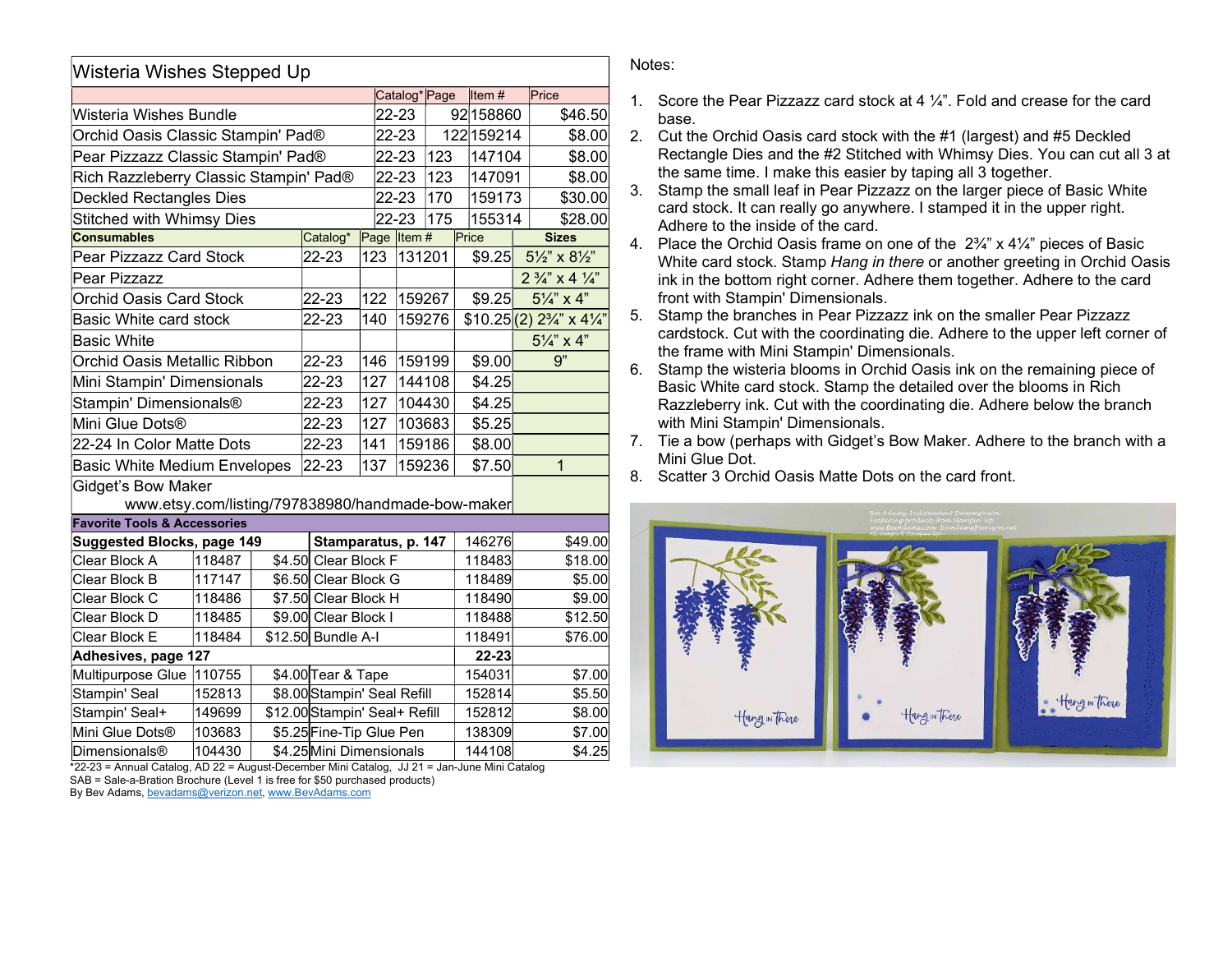# Wisteria Wishes Stepped Up

| | Catalog* | Page | Item # | Price |
|---|---|---|---|---|
| Wisteria Wishes Bundle | 22-23 | 92 | 158860 | $46.50 |
| Orchid Oasis Classic Stampin' Pad® | 22-23 | 122 | 159214 | $8.00 |
| Pear Pizzazz Classic Stampin' Pad® | 22-23 | 123 | 147104 | $8.00 |
| Rich Razzleberry Classic Stampin' Pad® | 22-23 | 123 | 147091 | $8.00 |
| Deckled Rectangles Dies | 22-23 | 170 | 159173 | $30.00 |
| Stitched with Whimsy Dies | 22-23 | 175 | 155314 | $28.00 |

| **Consumables** | Catalog* | Page | Item # | Price | **Sizes** |
|---|---|---|---|---|---|
| Pear Pizzazz Card Stock | 22-23 | 123 | 131201 | $9.25 | 5½" x 8½" |
| Pear Pizzazz | | | | | 2 ¾" x 4 ¼" |
| Orchid Oasis Card Stock | 22-23 | 122 | 159267 | $9.25 | 5¼" x 4" |
| Basic White card stock | 22-23 | 140 | 159276 | $10.25 | (2) 2¾" x 4¼" |
| Basic White | | | | | 5¼" x 4" |
| Orchid Oasis Metallic Ribbon | 22-23 | 146 | 159199 | $9.00 | 9" |
| Mini Stampin' Dimensionals | 22-23 | 127 | 144108 | $4.25 | |
| Stampin' Dimensionals® | 22-23 | 127 | 104430 | $4.25 | |
| Mini Glue Dots® | 22-23 | 127 | 103683 | $5.25 | |
| 22-24 In Color Matte Dots | 22-23 | 141 | 159186 | $8.00 | |
| Basic White Medium Envelopes | 22-23 | 137 | 159236 | $7.50 | 1 |
| Gidget's Bow Maker www.etsy.com/listing/797838980/handmade-bow-maker | | | | | |

**Favorite Tools & Accessories**

| **Suggested Blocks, page 149** | | | **Stamparatus, p. 147** | 146276 | $49.00 |
|---|---|---|---|---|---|
| Clear Block A | 118487 | $4.50 | Clear Block F | 118483 | $18.00 |
| Clear Block B | 117147 | $6.50 | Clear Block G | 118489 | $5.00 |
| Clear Block C | 118486 | $7.50 | Clear Block H | 118490 | $9.00 |
| Clear Block D | 118485 | $9.00 | Clear Block I | 118488 | $12.50 |
| Clear Block E | 118484 | $12.50 | Bundle A-I | 118491 | $76.00 |
| **Adhesives, page 127** | | | | **22-23** | |
| Multipurpose Glue | 110755 | $4.00 | Tear & Tape | 154031 | $7.00 |
| Stampin' Seal | 152813 | $8.00 | Stampin' Seal Refill | 152814 | $5.50 |
| Stampin' Seal+ | 149699 | $12.00 | Stampin' Seal+ Refill | 152812 | $8.00 |
| Mini Glue Dots® | 103683 | $5.25 | Fine-Tip Glue Pen | 138309 | $7.00 |
| Dimensionals® | 104430 | $4.25 | Mini Dimensionals | 144108 | $4.25 |

*22-23 = Annual Catalog, AD 22 = August-December Mini Catalog, JJ 21 = Jan-June Mini Catalog
SAB = Sale-a-Bration Brochure (Level 1 is free for $50 purchased products)
By Bev Adams, bevadams@verizon.net, www.BevAdams.com

Notes:

1. Score the Pear Pizzazz card stock at 4 ¼". Fold and crease for the card base.
2. Cut the Orchid Oasis card stock with the #1 (largest) and #5 Deckled Rectangle Dies and the #2 Stitched with Whimsy Dies. You can cut all 3 at the same time. I make this easier by taping all 3 together.
3. Stamp the small leaf in Pear Pizzazz on the larger piece of Basic White card stock. It can really go anywhere. I stamped it in the upper right. Adhere to the inside of the card.
4. Place the Orchid Oasis frame on one of the 2¾" x 4¼" pieces of Basic White card stock. Stamp *Hang in there* or another greeting in Orchid Oasis ink in the bottom right corner. Adhere them together. Adhere to the card front with Stampin' Dimensionals.
5. Stamp the branches in Pear Pizzazz ink on the smaller Pear Pizzazz cardstock. Cut with the coordinating die. Adhere to the upper left corner of the frame with Mini Stampin' Dimensionals.
6. Stamp the wisteria blooms in Orchid Oasis ink on the remaining piece of Basic White card stock. Stamp the detailed over the blooms in Rich Razzleberry ink. Cut with the coordinating die. Adhere below the branch with Mini Stampin' Dimensionals.
7. Tie a bow (perhaps with Gidget's Bow Maker. Adhere to the branch with a Mini Glue Dot.
8. Scatter 3 Orchid Oasis Matte Dots on the card front.